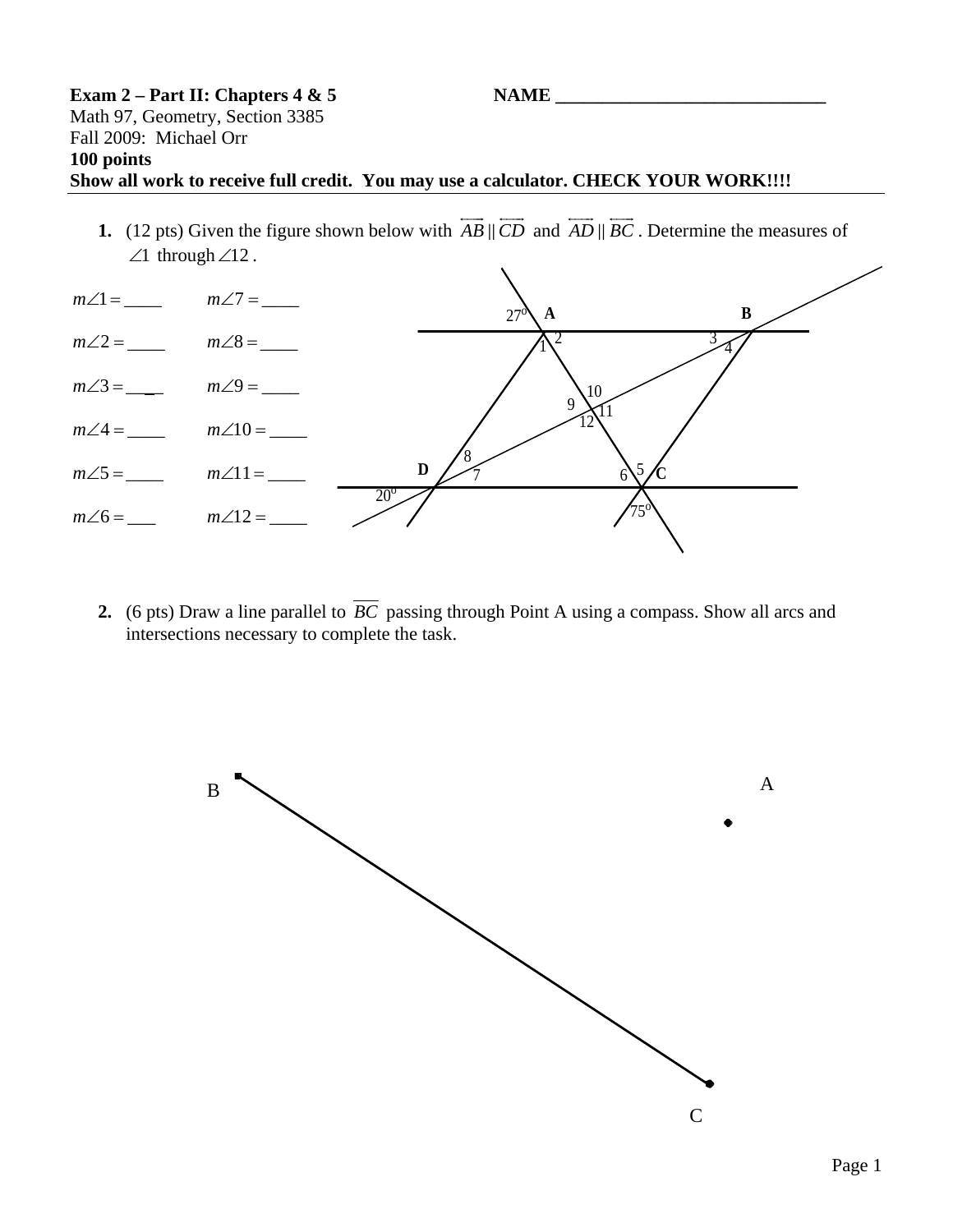**Exam 2 – Part II: Chapters 4 & 5** **NAME \_\_\_\_\_\_\_\_\_\_\_\_\_\_\_\_\_\_\_\_\_\_\_\_\_\_\_\_\_\_**
Math 97, Geometry, Section 3385
Fall 2009: Michael Orr
**100 points**
**Show all work to receive full credit. You may use a calculator. CHECK YOUR WORK!!!!**

1. (12 pts) Given the figure shown below with $\overleftrightarrow{AB} \parallel \overleftrightarrow{CD}$ and $\overleftrightarrow{AD} \parallel \overleftrightarrow{BC}$. Determine the measures of $\angle 1$ through $\angle 12$.

$m\angle 1 =$ \_\_\_\_ $m\angle 7 =$ \_\_\_\_

$m\angle 2 =$ \_\_\_\_ $m\angle 8 =$ \_\_\_\_

$m\angle 3 =$ \_\_\_\_ $m\angle 9 =$ \_\_\_\_

$m\angle 4 =$ \_\_\_\_ $m\angle 10 =$ \_\_\_\_

$m\angle 5 =$ \_\_\_\_ $m\angle 11 =$ \_\_\_\_

$m\angle 6 =$ \_\_\_ $m\angle 12 =$ \_\_\_\_

2. (6 pts) Draw a line parallel to $\overline{BC}$ passing through Point A using a compass. Show all arcs and intersections necessary to complete the task.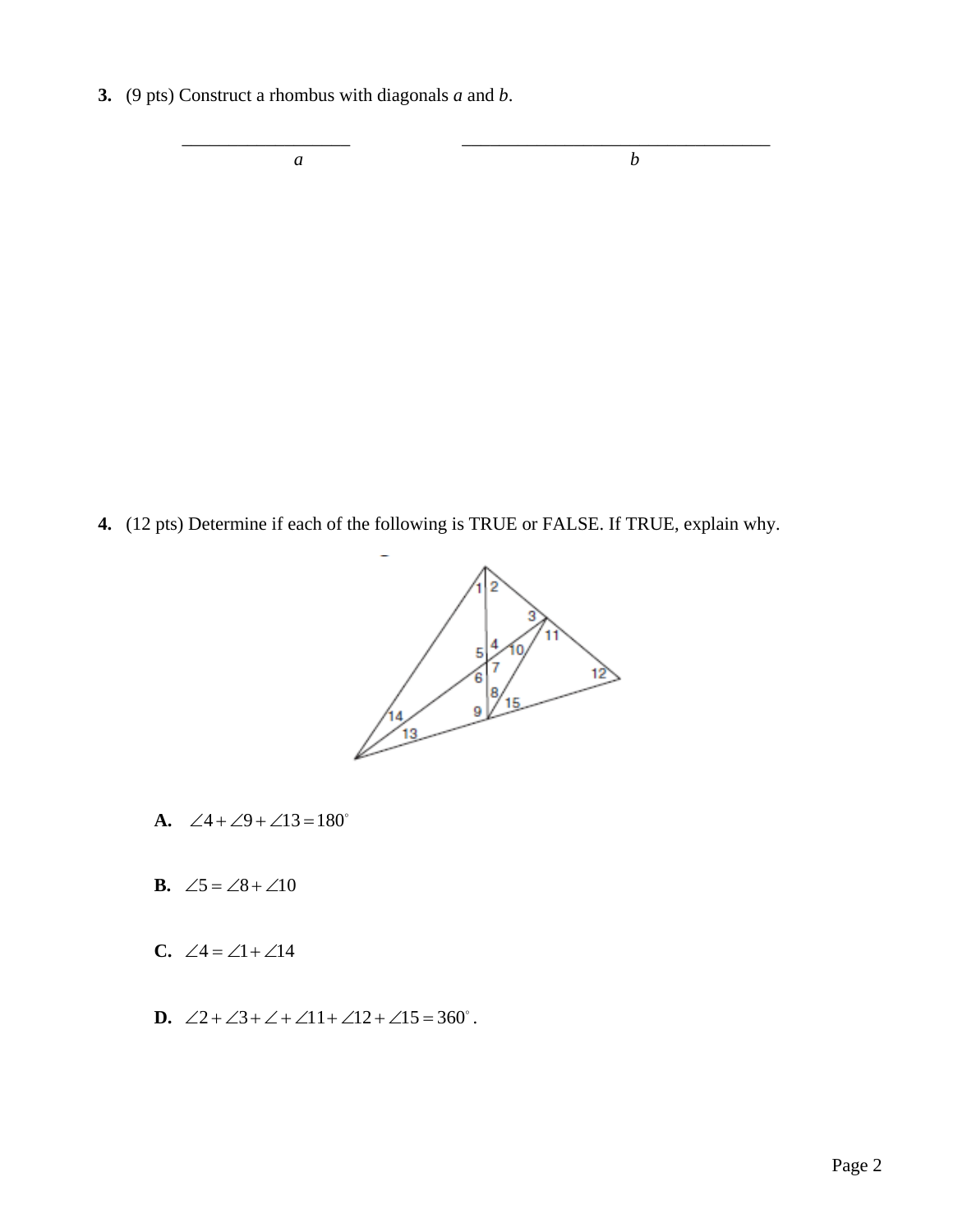**3.** (9 pts) Construct a rhombus with diagonals *a* and *b*.

__________________ *a*  ________________________________ *b*

**4.** (12 pts) Determine if each of the following is TRUE or FALSE. If TRUE, explain why.

**A.** $\angle 4 + \angle 9 + \angle 13 = 180^\circ$

**B.** $\angle 5 = \angle 8 + \angle 10$

**C.** $\angle 4 = \angle 1 + \angle 14$

**D.** $\angle 2 + \angle 3 + \angle + \angle 11 + \angle 12 + \angle 15 = 360^\circ$.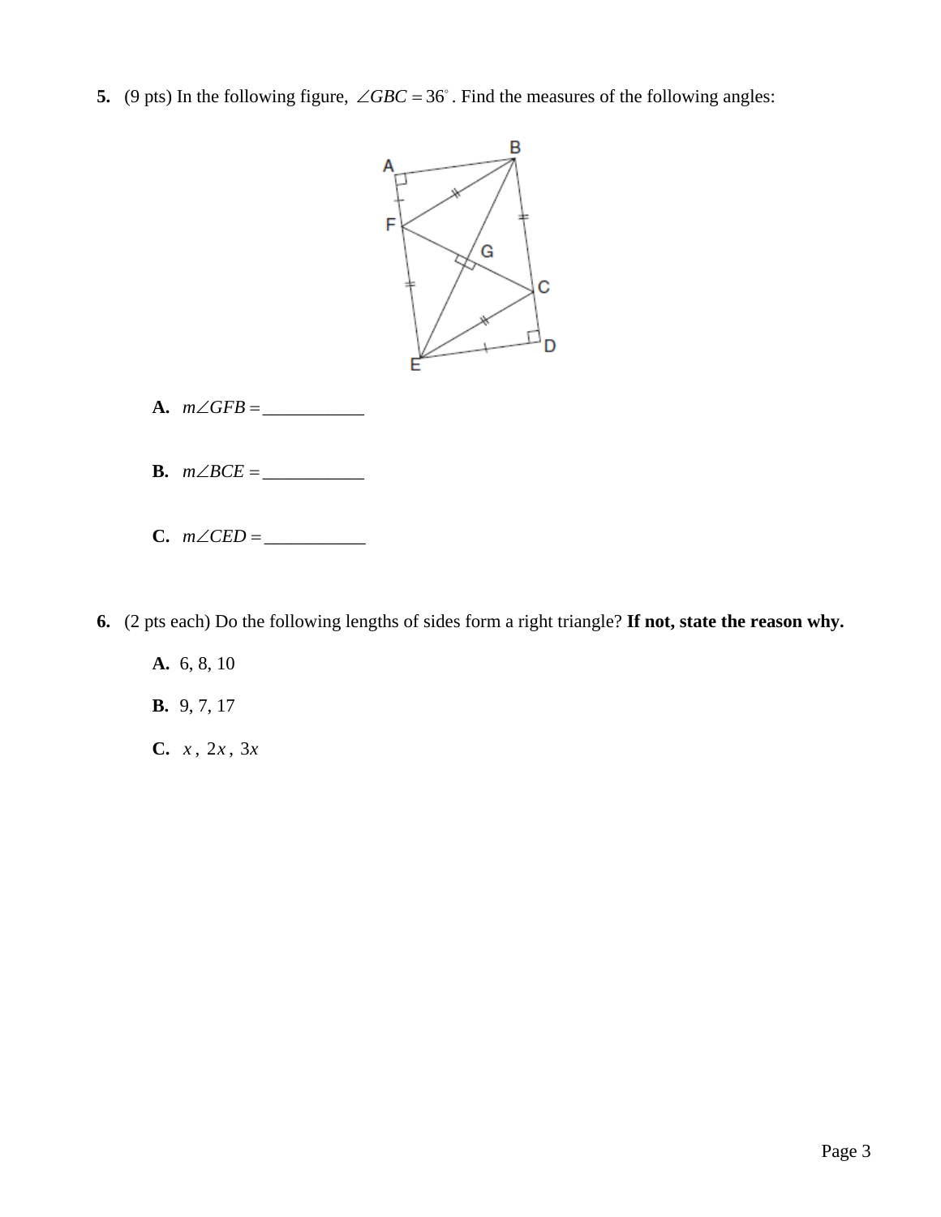**5.** (9 pts) In the following figure, $\angle GBC = 36^\circ$. Find the measures of the following angles:

**A.** $m\angle GFB =$ ___________

**B.** $m\angle BCE =$ ___________

**C.** $m\angle CED =$ ___________

**6.** (2 pts each) Do the following lengths of sides form a right triangle? **If not, state the reason why.**

**A.** 6, 8, 10

**B.** 9, 7, 17

**C.** $x$, $2x$, $3x$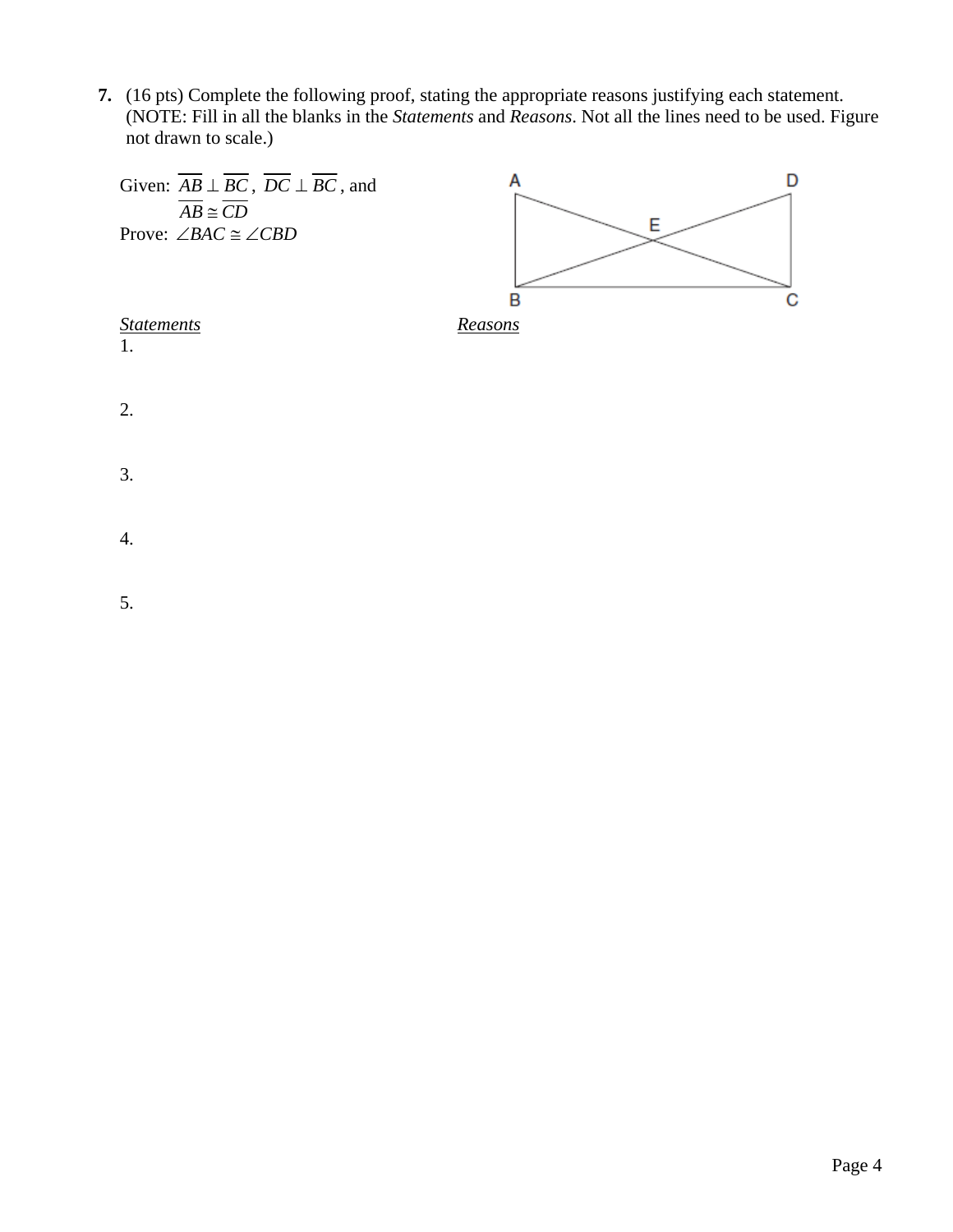**7.** (16 pts) Complete the following proof, stating the appropriate reasons justifying each statement. (NOTE: Fill in all the blanks in the *Statements* and *Reasons*. Not all the lines need to be used. Figure not drawn to scale.)

Given: $\overline{AB} \perp \overline{BC}$, $\overline{DC} \perp \overline{BC}$, and $\overline{AB} \cong \overline{CD}$

Prove: $\angle BAC \cong \angle CBD$

| *Statements* | *Reasons* |
|---|---|
| 1. | |
| 2. | |
| 3. | |
| 4. | |
| 5. | |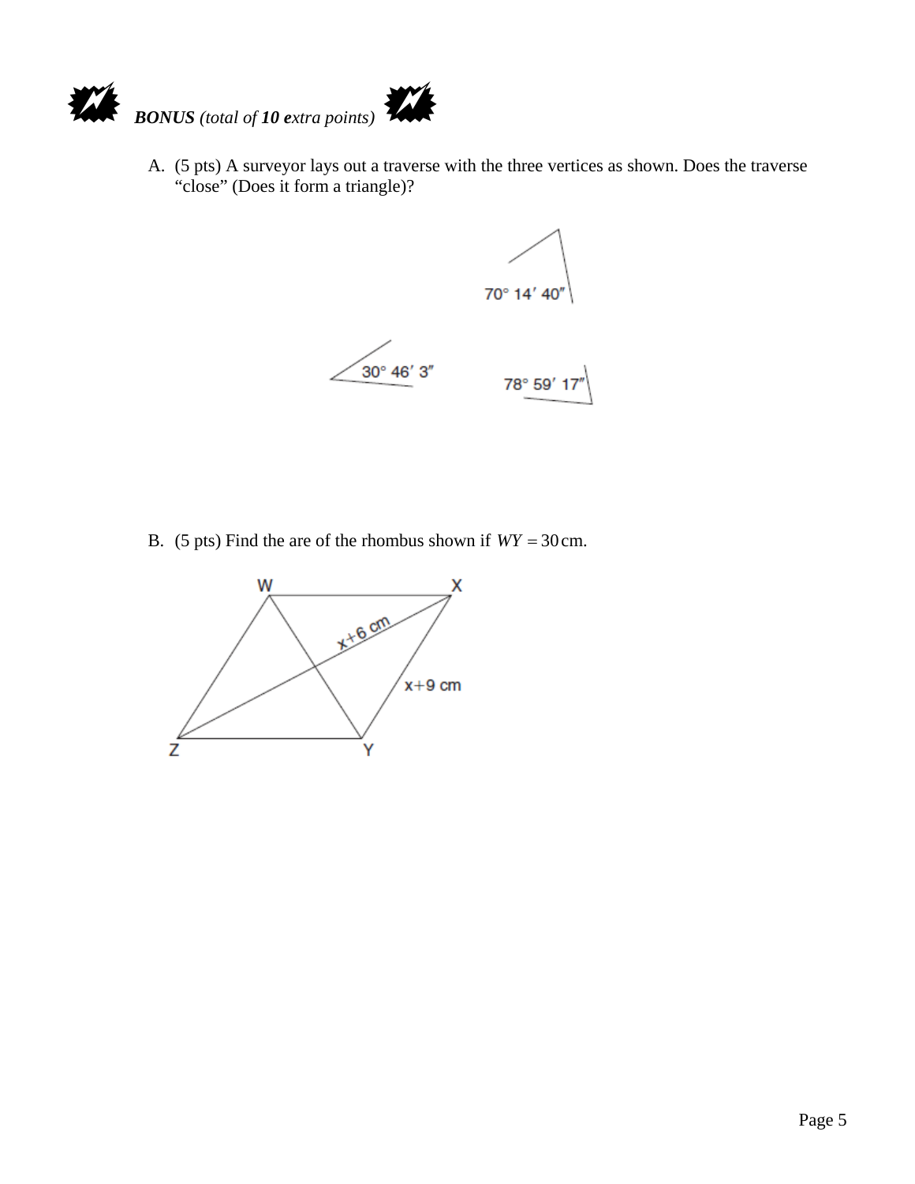***BONUS** (total of **10 e**xtra points)*

A. (5 pts) A surveyor lays out a traverse with the three vertices as shown. Does the traverse "close" (Does it form a triangle)?

70° 14′ 40″

30° 46′ 3″

78° 59′ 17″

B. (5 pts) Find the are of the rhombus shown if $WY = 30\,\text{cm}$.

W

X

x+6 cm

x+9 cm

Z

Y